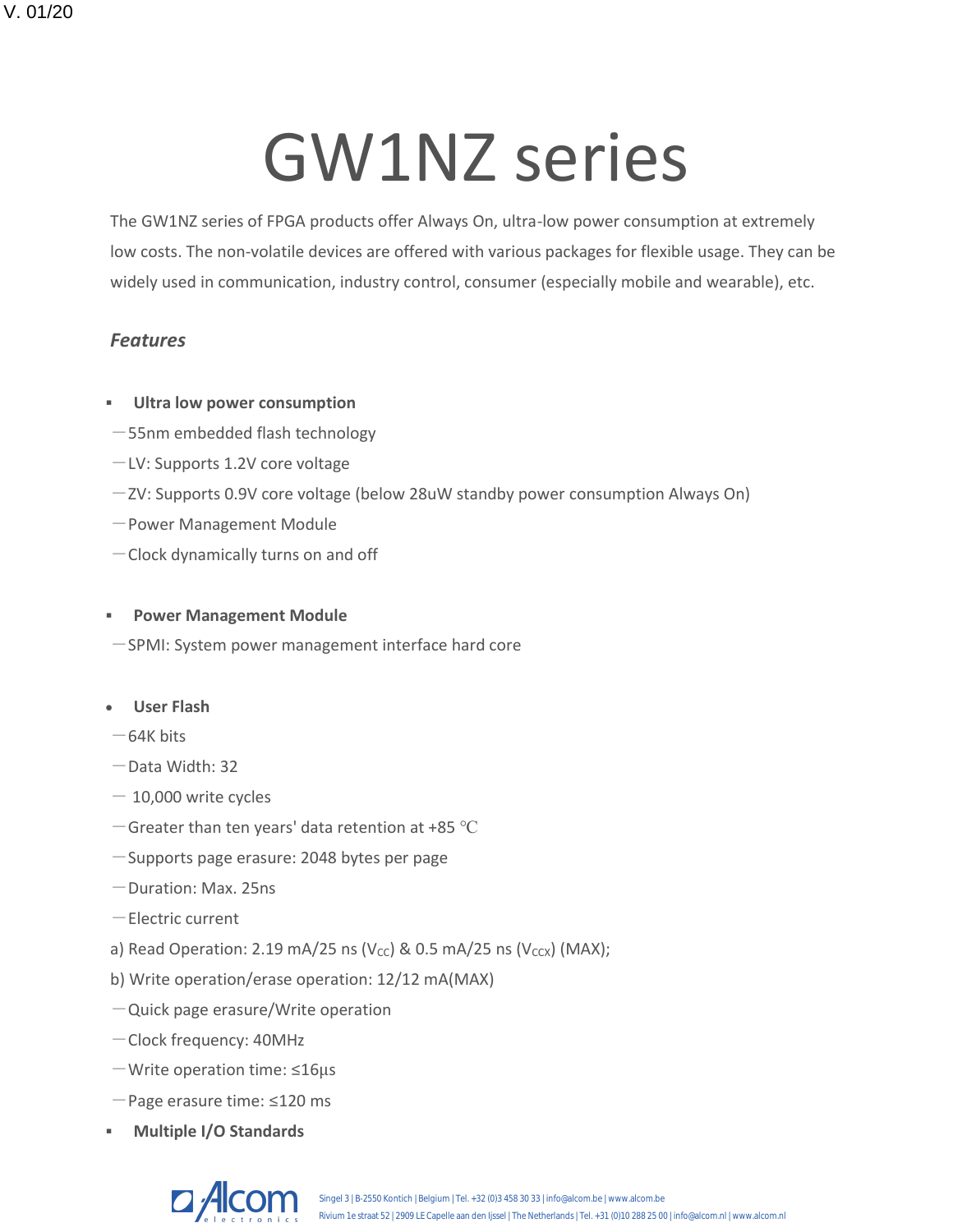# GW1NZ series

The GW1NZ series of FPGA products offer Always On, ultra-low power consumption at extremely low costs. The non-volatile devices are offered with various packages for flexible usage. They can be widely used in communication, industry control, consumer (especially mobile and wearable), etc.

### *Features*

- **Ultra low power consumption**

—55nm embedded flash technology

—LV: Supports 1.2V core voltage

—ZV: Supports 0.9V core voltage (below 28uW standby power consumption Always On)

—Power Management Module

—Clock dynamically turns on and off

- **Power Management Module**

—SPMI: System power management interface hard core

- **User Flash**

—64K bits

—Data Width: 32

— 10,000 write cycles

—Greater than ten years' data retention at +85 ℃

—Supports page erasure: 2048 bytes per page

—Duration: Max. 25ns

—Electric current

a) Read Operation: 2.19 mA/25 ns ($V_{CC}$) & 0.5 mA/25 ns ($V_{CCX}$) (MAX);

b) Write operation/erase operation: 12/12 mA(MAX)

—Quick page erasure/Write operation

—Clock frequency: 40MHz

—Write operation time: ≤16µs

—Page erasure time: ≤120 ms

- **Multiple I/O Standards**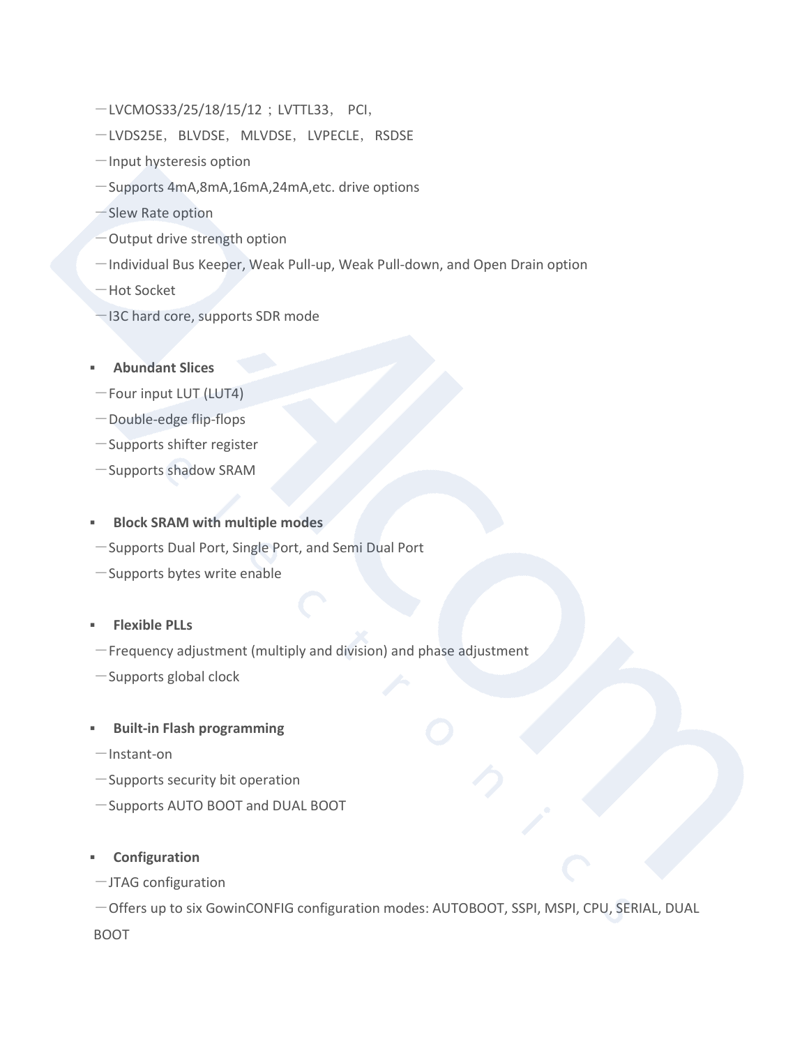—LVCMOS33/25/18/15/12；LVTTL33， PCI，

—LVDS25E， BLVDSE， MLVDSE， LVPECLE， RSDSE

—Input hysteresis option

—Supports 4mA,8mA,16mA,24mA,etc. drive options

—Slew Rate option

—Output drive strength option

—Individual Bus Keeper, Weak Pull-up, Weak Pull-down, and Open Drain option

—Hot Socket

—I3C hard core, supports SDR mode

- **Abundant Slices**

—Four input LUT (LUT4)

—Double-edge flip-flops

—Supports shifter register

—Supports shadow SRAM

- **Block SRAM with multiple modes**

—Supports Dual Port, Single Port, and Semi Dual Port

—Supports bytes write enable

- **Flexible PLLs**

—Frequency adjustment (multiply and division) and phase adjustment

—Supports global clock

- **Built-in Flash programming**

—Instant-on

—Supports security bit operation

—Supports AUTO BOOT and DUAL BOOT

- **Configuration**

—JTAG configuration

—Offers up to six GowinCONFIG configuration modes: AUTOBOOT, SSPI, MSPI, CPU, SERIAL, DUAL BOOT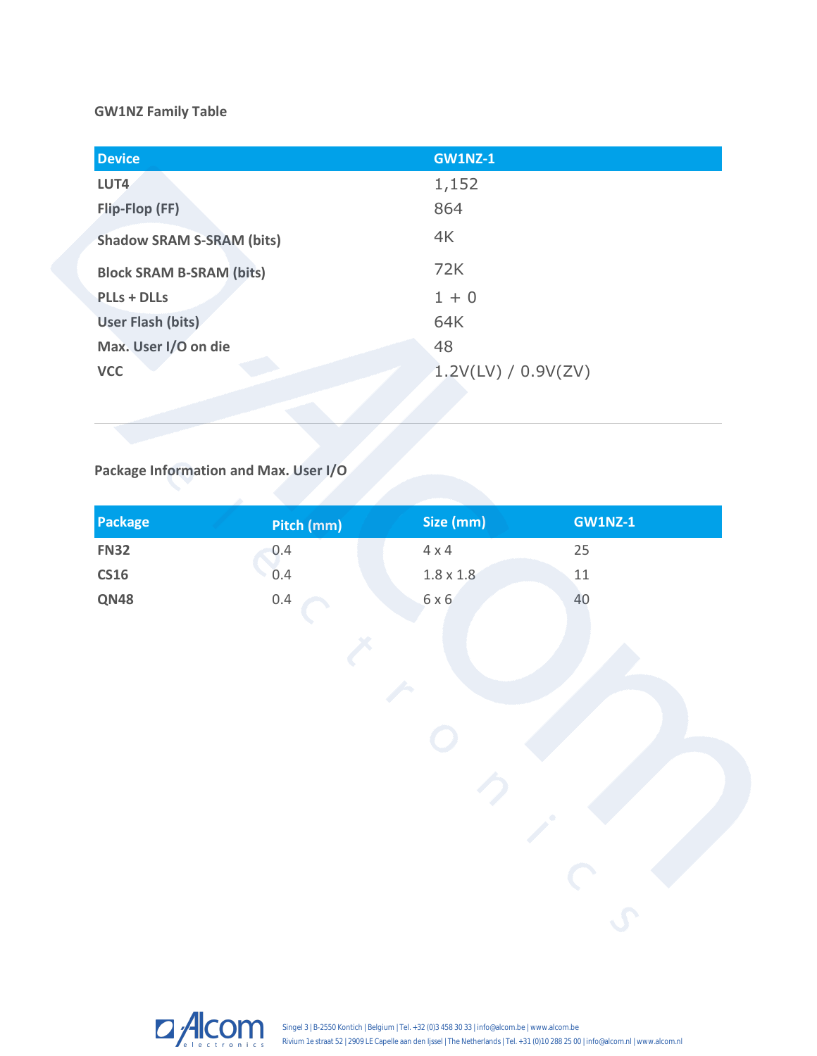## GW1NZ Family Table

| Device | GW1NZ-1 |
|---|---|
| LUT4 | 1,152 |
| Flip-Flop (FF) | 864 |
| Shadow SRAM S-SRAM (bits) | 4K |
| Block SRAM B-SRAM (bits) | 72K |
| PLLs + DLLs | 1 + 0 |
| User Flash (bits) | 64K |
| Max. User I/O on die | 48 |
| VCC | 1.2V(LV) / 0.9V(ZV) |

## Package Information and Max. User I/O

| Package | Pitch (mm) | Size (mm) | GW1NZ-1 |
|---|---|---|---|
| FN32 | 0.4 | 4 x 4 | 25 |
| CS16 | 0.4 | 1.8 x 1.8 | 11 |
| QN48 | 0.4 | 6 x 6 | 40 |